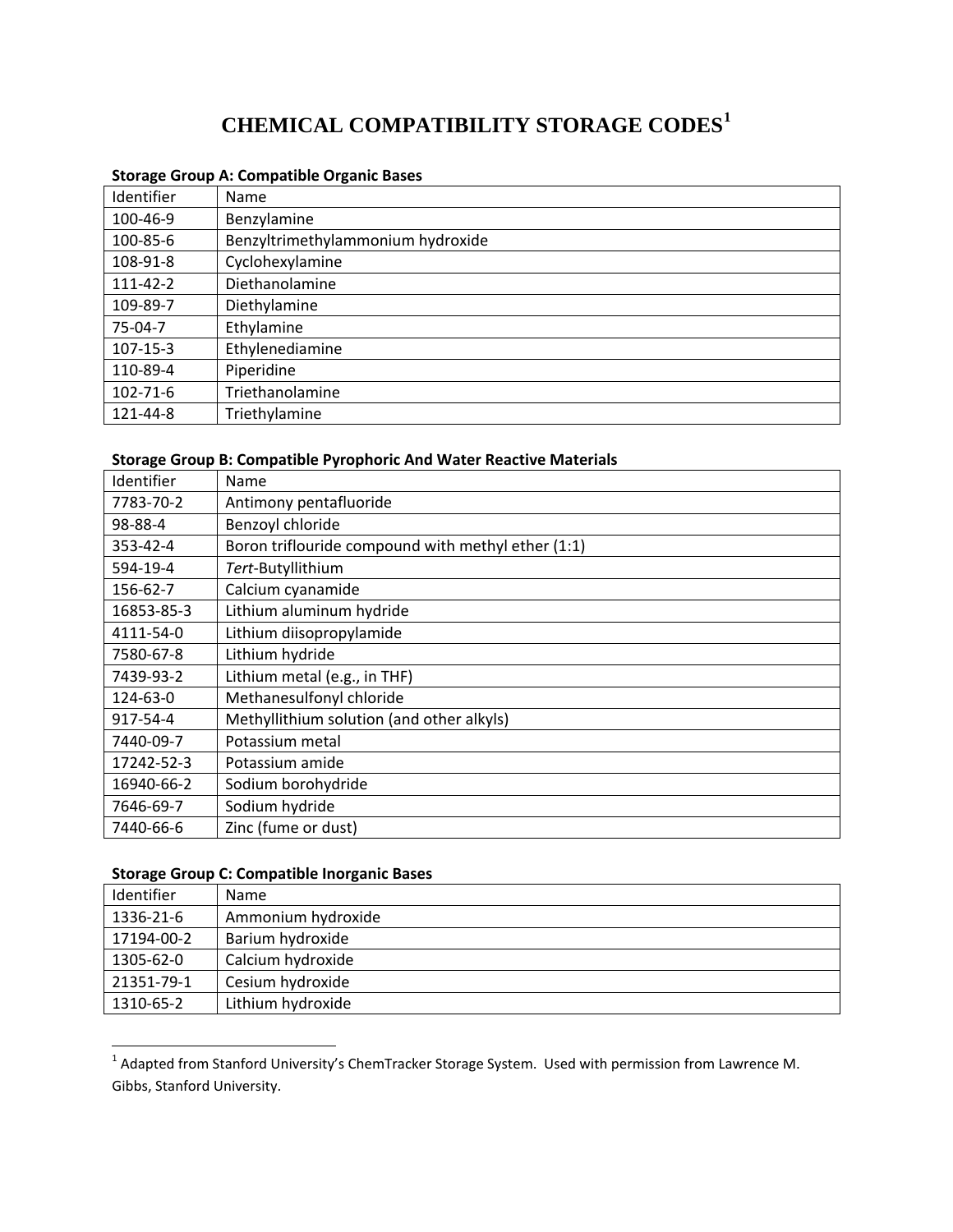# CHEMICAL COMPATIBILITY STORAGE CODES[1]

**Storage Group A: Compatible Organic Bases**

| Identifier | Name |
|---|---|
| 100-46-9 | Benzylamine |
| 100-85-6 | Benzyltrimethylammonium hydroxide |
| 108-91-8 | Cyclohexylamine |
| 111-42-2 | Diethanolamine |
| 109-89-7 | Diethylamine |
| 75-04-7 | Ethylamine |
| 107-15-3 | Ethylenediamine |
| 110-89-4 | Piperidine |
| 102-71-6 | Triethanolamine |
| 121-44-8 | Triethylamine |

**Storage Group B: Compatible Pyrophoric And Water Reactive Materials**

| Identifier | Name |
|---|---|
| 7783-70-2 | Antimony pentafluoride |
| 98-88-4 | Benzoyl chloride |
| 353-42-4 | Boron triflouride compound with methyl ether (1:1) |
| 594-19-4 | *Tert*-Butyllithium |
| 156-62-7 | Calcium cyanamide |
| 16853-85-3 | Lithium aluminum hydride |
| 4111-54-0 | Lithium diisopropylamide |
| 7580-67-8 | Lithium hydride |
| 7439-93-2 | Lithium metal (e.g., in THF) |
| 124-63-0 | Methanesulfonyl chloride |
| 917-54-4 | Methyllithium solution (and other alkyls) |
| 7440-09-7 | Potassium metal |
| 17242-52-3 | Potassium amide |
| 16940-66-2 | Sodium borohydride |
| 7646-69-7 | Sodium hydride |
| 7440-66-6 | Zinc (fume or dust) |

**Storage Group C: Compatible Inorganic Bases**

| Identifier | Name |
|---|---|
| 1336-21-6 | Ammonium hydroxide |
| 17194-00-2 | Barium hydroxide |
| 1305-62-0 | Calcium hydroxide |
| 21351-79-1 | Cesium hydroxide |
| 1310-65-2 | Lithium hydroxide |

[1] Adapted from Stanford University's ChemTracker Storage System. Used with permission from Lawrence M. Gibbs, Stanford University.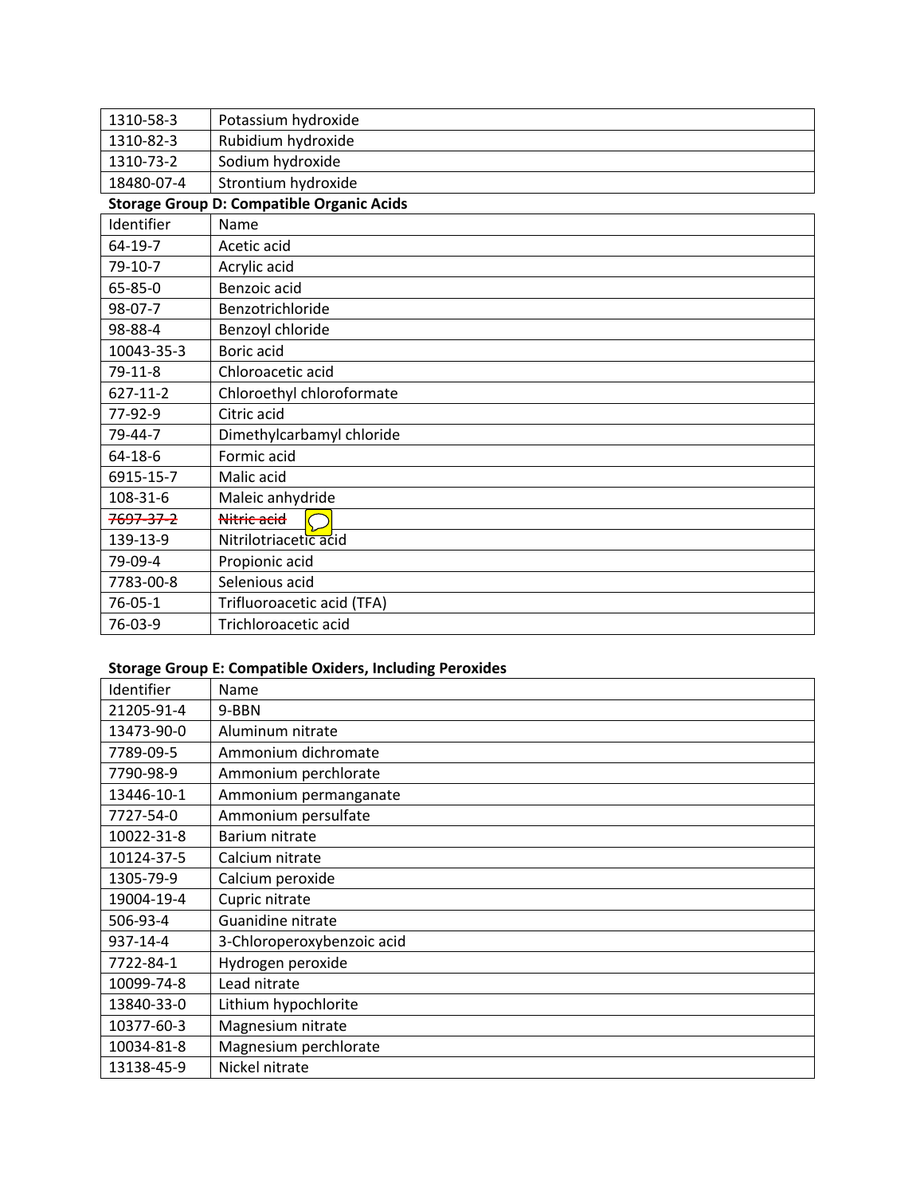| | |
|---|---|
| 1310-58-3 | Potassium hydroxide |
| 1310-82-3 | Rubidium hydroxide |
| 1310-73-2 | Sodium hydroxide |
| 18480-07-4 | Strontium hydroxide |

**Storage Group D: Compatible Organic Acids**

| Identifier | Name |
|---|---|
| 64-19-7 | Acetic acid |
| 79-10-7 | Acrylic acid |
| 65-85-0 | Benzoic acid |
| 98-07-7 | Benzotrichloride |
| 98-88-4 | Benzoyl chloride |
| 10043-35-3 | Boric acid |
| 79-11-8 | Chloroacetic acid |
| 627-11-2 | Chloroethyl chloroformate |
| 77-92-9 | Citric acid |
| 79-44-7 | Dimethylcarbamyl chloride |
| 64-18-6 | Formic acid |
| 6915-15-7 | Malic acid |
| 108-31-6 | Maleic anhydride |
| ~~7697-37-2~~ | ~~Nitric acid~~ |
| 139-13-9 | Nitrilotriacetic acid |
| 79-09-4 | Propionic acid |
| 7783-00-8 | Selenious acid |
| 76-05-1 | Trifluoroacetic acid (TFA) |
| 76-03-9 | Trichloroacetic acid |

**Storage Group E: Compatible Oxiders, Including Peroxides**

| Identifier | Name |
|---|---|
| 21205-91-4 | 9-BBN |
| 13473-90-0 | Aluminum nitrate |
| 7789-09-5 | Ammonium dichromate |
| 7790-98-9 | Ammonium perchlorate |
| 13446-10-1 | Ammonium permanganate |
| 7727-54-0 | Ammonium persulfate |
| 10022-31-8 | Barium nitrate |
| 10124-37-5 | Calcium nitrate |
| 1305-79-9 | Calcium peroxide |
| 19004-19-4 | Cupric nitrate |
| 506-93-4 | Guanidine nitrate |
| 937-14-4 | 3-Chloroperoxybenzoic acid |
| 7722-84-1 | Hydrogen peroxide |
| 10099-74-8 | Lead nitrate |
| 13840-33-0 | Lithium hypochlorite |
| 10377-60-3 | Magnesium nitrate |
| 10034-81-8 | Magnesium perchlorate |
| 13138-45-9 | Nickel nitrate |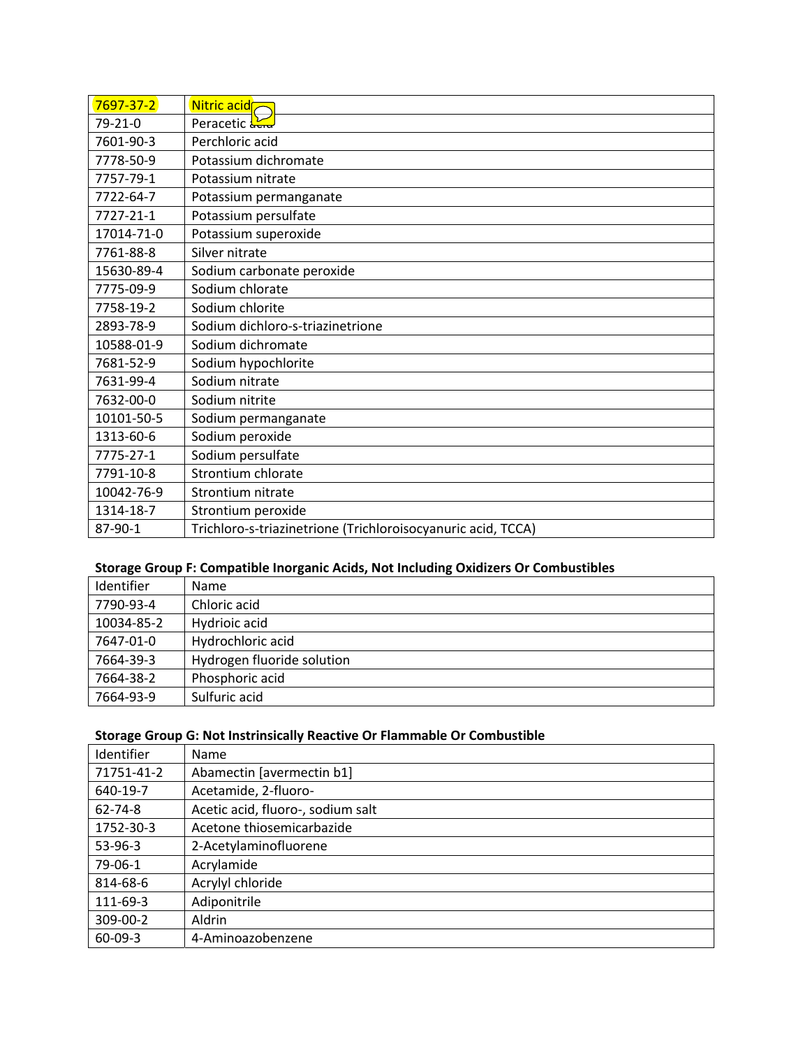| 7697-37-2 | Nitric acid |
|---|---|
| 79-21-0 | Peracetic acid |
| 7601-90-3 | Perchloric acid |
| 7778-50-9 | Potassium dichromate |
| 7757-79-1 | Potassium nitrate |
| 7722-64-7 | Potassium permanganate |
| 7727-21-1 | Potassium persulfate |
| 17014-71-0 | Potassium superoxide |
| 7761-88-8 | Silver nitrate |
| 15630-89-4 | Sodium carbonate peroxide |
| 7775-09-9 | Sodium chlorate |
| 7758-19-2 | Sodium chlorite |
| 2893-78-9 | Sodium dichloro-s-triazinetrione |
| 10588-01-9 | Sodium dichromate |
| 7681-52-9 | Sodium hypochlorite |
| 7631-99-4 | Sodium nitrate |
| 7632-00-0 | Sodium nitrite |
| 10101-50-5 | Sodium permanganate |
| 1313-60-6 | Sodium peroxide |
| 7775-27-1 | Sodium persulfate |
| 7791-10-8 | Strontium chlorate |
| 10042-76-9 | Strontium nitrate |
| 1314-18-7 | Strontium peroxide |
| 87-90-1 | Trichloro-s-triazinetrione (Trichloroisocyanuric acid, TCCA) |

**Storage Group F: Compatible Inorganic Acids, Not Including Oxidizers Or Combustibles**

| Identifier | Name |
|---|---|
| 7790-93-4 | Chloric acid |
| 10034-85-2 | Hydriotic acid |
| 7647-01-0 | Hydrochloric acid |
| 7664-39-3 | Hydrogen fluoride solution |
| 7664-38-2 | Phosphoric acid |
| 7664-93-9 | Sulfuric acid |

**Storage Group G: Not Instrinsically Reactive Or Flammable Or Combustible**

| Identifier | Name |
|---|---|
| 71751-41-2 | Abamectin [avermectin b1] |
| 640-19-7 | Acetamide, 2-fluoro- |
| 62-74-8 | Acetic acid, fluoro-, sodium salt |
| 1752-30-3 | Acetone thiosemicarbazide |
| 53-96-3 | 2-Acetylaminofluorene |
| 79-06-1 | Acrylamide |
| 814-68-6 | Acrylyl chloride |
| 111-69-3 | Adiponitrile |
| 309-00-2 | Aldrin |
| 60-09-3 | 4-Aminoazobenzene |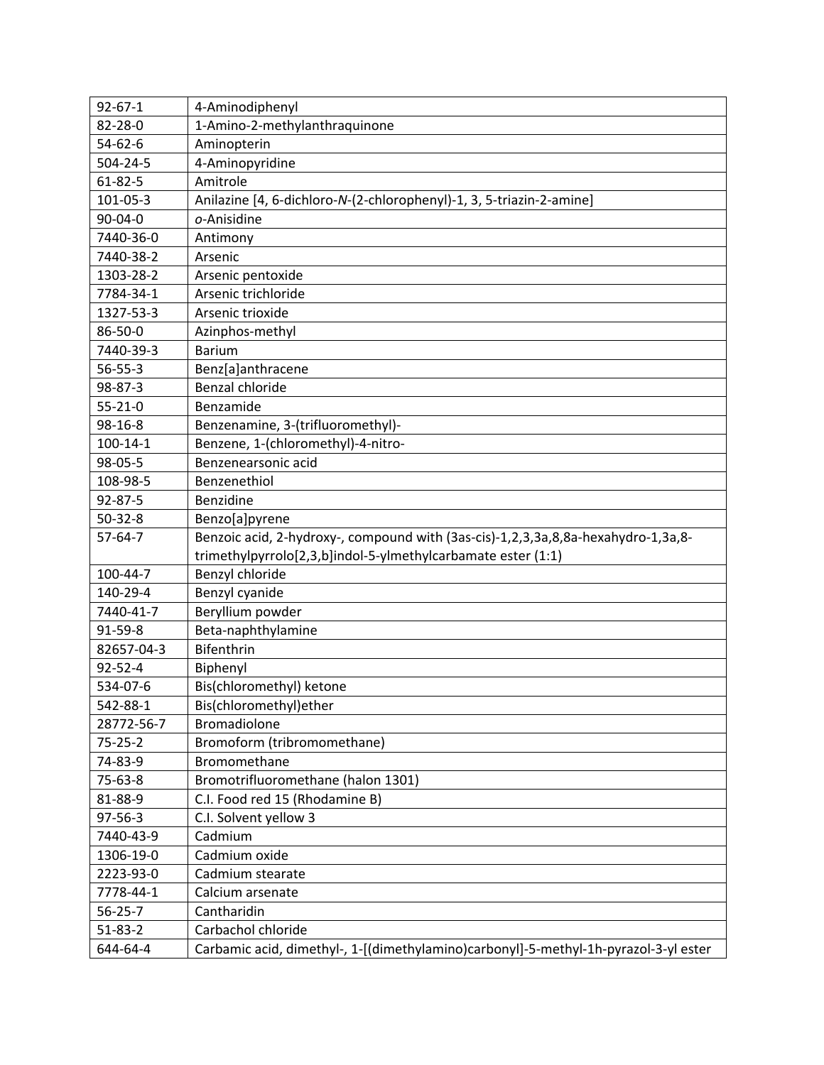| | |
|---|---|
| 92-67-1 | 4-Aminodiphenyl |
| 82-28-0 | 1-Amino-2-methylanthraquinone |
| 54-62-6 | Aminopterin |
| 504-24-5 | 4-Aminopyridine |
| 61-82-5 | Amitrole |
| 101-05-3 | Anilazine [4, 6-dichloro-*N*-(2-chlorophenyl)-1, 3, 5-triazin-2-amine] |
| 90-04-0 | *o*-Anisidine |
| 7440-36-0 | Antimony |
| 7440-38-2 | Arsenic |
| 1303-28-2 | Arsenic pentoxide |
| 7784-34-1 | Arsenic trichloride |
| 1327-53-3 | Arsenic trioxide |
| 86-50-0 | Azinphos-methyl |
| 7440-39-3 | Barium |
| 56-55-3 | Benz[a]anthracene |
| 98-87-3 | Benzal chloride |
| 55-21-0 | Benzamide |
| 98-16-8 | Benzenamine, 3-(trifluoromethyl)- |
| 100-14-1 | Benzene, 1-(chloromethyl)-4-nitro- |
| 98-05-5 | Benzenearsonic acid |
| 108-98-5 | Benzenethiol |
| 92-87-5 | Benzidine |
| 50-32-8 | Benzo[a]pyrene |
| 57-64-7 | Benzoic acid, 2-hydroxy-, compound with (3as-cis)-1,2,3,3a,8,8a-hexahydro-1,3a,8-trimethylpyrrolo[2,3,b]indol-5-ylmethylcarbamate ester (1:1) |
| 100-44-7 | Benzyl chloride |
| 140-29-4 | Benzyl cyanide |
| 7440-41-7 | Beryllium powder |
| 91-59-8 | Beta-naphthylamine |
| 82657-04-3 | Bifenthrin |
| 92-52-4 | Biphenyl |
| 534-07-6 | Bis(chloromethyl) ketone |
| 542-88-1 | Bis(chloromethyl)ether |
| 28772-56-7 | Bromadiolone |
| 75-25-2 | Bromoform (tribromomethane) |
| 74-83-9 | Bromomethane |
| 75-63-8 | Bromotrifluoromethane (halon 1301) |
| 81-88-9 | C.I. Food red 15 (Rhodamine B) |
| 97-56-3 | C.I. Solvent yellow 3 |
| 7440-43-9 | Cadmium |
| 1306-19-0 | Cadmium oxide |
| 2223-93-0 | Cadmium stearate |
| 7778-44-1 | Calcium arsenate |
| 56-25-7 | Cantharidin |
| 51-83-2 | Carbachol chloride |
| 644-64-4 | Carbamic acid, dimethyl-, 1-[(dimethylamino)carbonyl]-5-methyl-1h-pyrazol-3-yl ester |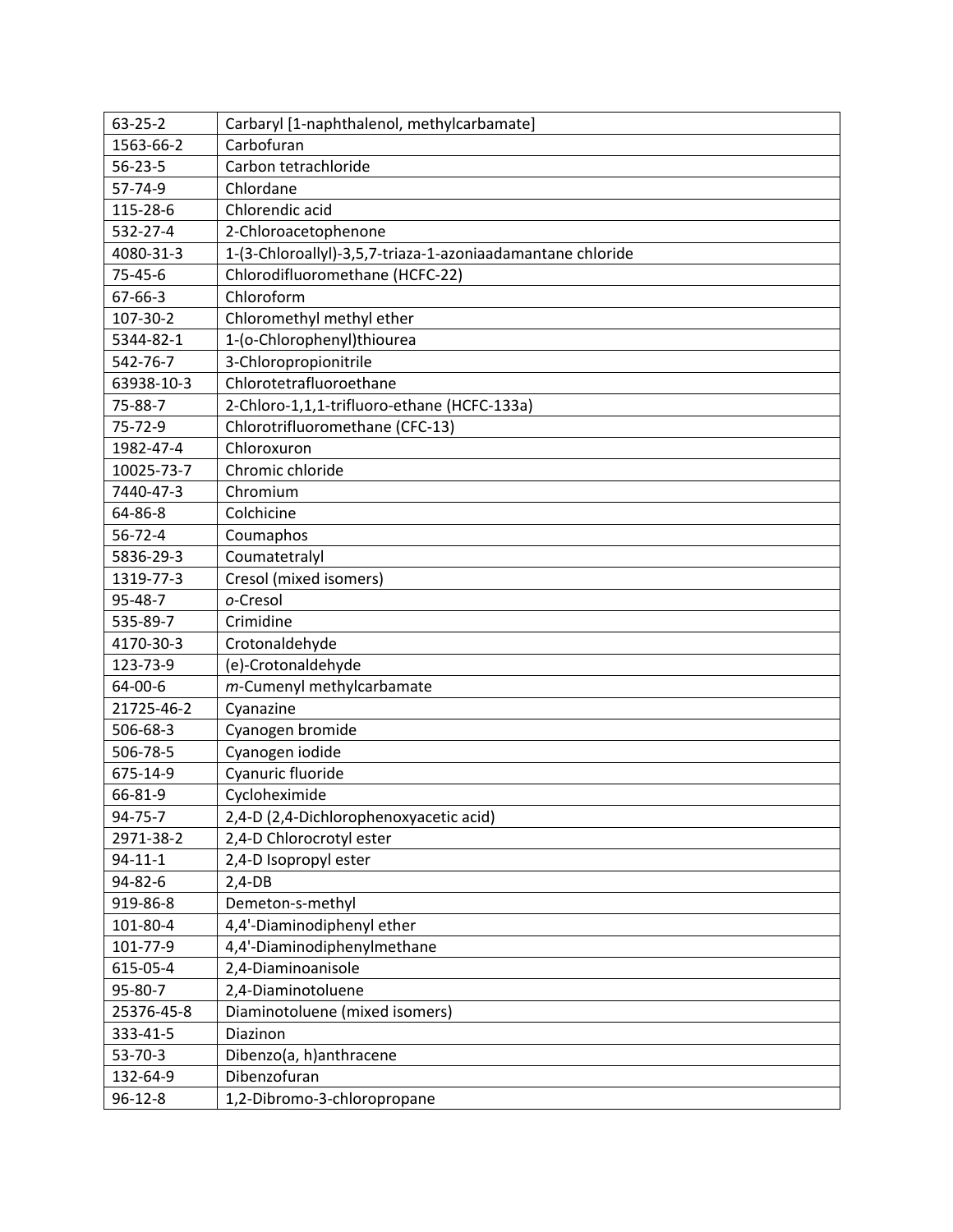| 63-25-2 | Carbaryl [1-naphthalenol, methylcarbamate] |
|---|---|
| 1563-66-2 | Carbofuran |
| 56-23-5 | Carbon tetrachloride |
| 57-74-9 | Chlordane |
| 115-28-6 | Chlorendic acid |
| 532-27-4 | 2-Chloroacetophenone |
| 4080-31-3 | 1-(3-Chloroallyl)-3,5,7-triaza-1-azoniaadamantane chloride |
| 75-45-6 | Chlorodifluoromethane (HCFC-22) |
| 67-66-3 | Chloroform |
| 107-30-2 | Chloromethyl methyl ether |
| 5344-82-1 | 1-(o-Chlorophenyl)thiourea |
| 542-76-7 | 3-Chloropropionitrile |
| 63938-10-3 | Chlorotetrafluoroethane |
| 75-88-7 | 2-Chloro-1,1,1-trifluoro-ethane (HCFC-133a) |
| 75-72-9 | Chlorotrifluoromethane (CFC-13) |
| 1982-47-4 | Chloroxuron |
| 10025-73-7 | Chromic chloride |
| 7440-47-3 | Chromium |
| 64-86-8 | Colchicine |
| 56-72-4 | Coumaphos |
| 5836-29-3 | Coumatetralyl |
| 1319-77-3 | Cresol (mixed isomers) |
| 95-48-7 | *o*-Cresol |
| 535-89-7 | Crimidine |
| 4170-30-3 | Crotonaldehyde |
| 123-73-9 | (e)-Crotonaldehyde |
| 64-00-6 | *m*-Cumenyl methylcarbamate |
| 21725-46-2 | Cyanazine |
| 506-68-3 | Cyanogen bromide |
| 506-78-5 | Cyanogen iodide |
| 675-14-9 | Cyanuric fluoride |
| 66-81-9 | Cycloheximide |
| 94-75-7 | 2,4-D (2,4-Dichlorophenoxyacetic acid) |
| 2971-38-2 | 2,4-D Chlorocrotyl ester |
| 94-11-1 | 2,4-D Isopropyl ester |
| 94-82-6 | 2,4-DB |
| 919-86-8 | Demeton-s-methyl |
| 101-80-4 | 4,4'-Diaminodiphenyl ether |
| 101-77-9 | 4,4'-Diaminodiphenylmethane |
| 615-05-4 | 2,4-Diaminoanisole |
| 95-80-7 | 2,4-Diaminotoluene |
| 25376-45-8 | Diaminotoluene (mixed isomers) |
| 333-41-5 | Diazinon |
| 53-70-3 | Dibenzo(a, h)anthracene |
| 132-64-9 | Dibenzofuran |
| 96-12-8 | 1,2-Dibromo-3-chloropropane |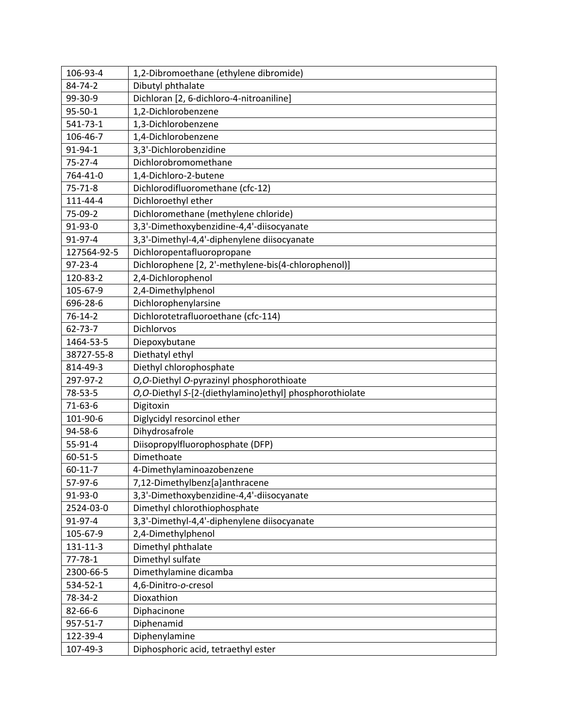| | |
|---|---|
| 106-93-4 | 1,2-Dibromoethane (ethylene dibromide) |
| 84-74-2 | Dibutyl phthalate |
| 99-30-9 | Dichloran [2, 6-dichloro-4-nitroaniline] |
| 95-50-1 | 1,2-Dichlorobenzene |
| 541-73-1 | 1,3-Dichlorobenzene |
| 106-46-7 | 1,4-Dichlorobenzene |
| 91-94-1 | 3,3'-Dichlorobenzidine |
| 75-27-4 | Dichlorobromomethane |
| 764-41-0 | 1,4-Dichloro-2-butene |
| 75-71-8 | Dichlorodifluoromethane (cfc-12) |
| 111-44-4 | Dichloroethyl ether |
| 75-09-2 | Dichloromethane (methylene chloride) |
| 91-93-0 | 3,3'-Dimethoxybenzidine-4,4'-diisocyanate |
| 91-97-4 | 3,3'-Dimethyl-4,4'-diphenylene diisocyanate |
| 127564-92-5 | Dichloropentafluoropropane |
| 97-23-4 | Dichlorophene [2, 2'-methylene-bis(4-chlorophenol)] |
| 120-83-2 | 2,4-Dichlorophenol |
| 105-67-9 | 2,4-Dimethylphenol |
| 696-28-6 | Dichlorophenylarsine |
| 76-14-2 | Dichlorotetrafluoroethane (cfc-114) |
| 62-73-7 | Dichlorvos |
| 1464-53-5 | Diepoxybutane |
| 38727-55-8 | Diethatyl ethyl |
| 814-49-3 | Diethyl chlorophosphate |
| 297-97-2 | *O,O*-Diethyl *O*-pyrazinyl phosphorothioate |
| 78-53-5 | *O,O*-Diethyl *S*-[2-(diethylamino)ethyl] phosphorothiolate |
| 71-63-6 | Digitoxin |
| 101-90-6 | Diglycidyl resorcinol ether |
| 94-58-6 | Dihydrosafrole |
| 55-91-4 | Diisopropylfluorophosphate (DFP) |
| 60-51-5 | Dimethoate |
| 60-11-7 | 4-Dimethylaminoazobenzene |
| 57-97-6 | 7,12-Dimethylbenz[a]anthracene |
| 91-93-0 | 3,3'-Dimethoxybenzidine-4,4'-diisocyanate |
| 2524-03-0 | Dimethyl chlorothiophosphate |
| 91-97-4 | 3,3'-Dimethyl-4,4'-diphenylene diisocyanate |
| 105-67-9 | 2,4-Dimethylphenol |
| 131-11-3 | Dimethyl phthalate |
| 77-78-1 | Dimethyl sulfate |
| 2300-66-5 | Dimethylamine dicamba |
| 534-52-1 | 4,6-Dinitro-*o*-cresol |
| 78-34-2 | Dioxathion |
| 82-66-6 | Diphacinone |
| 957-51-7 | Diphenamid |
| 122-39-4 | Diphenylamine |
| 107-49-3 | Diphosphoric acid, tetraethyl ester |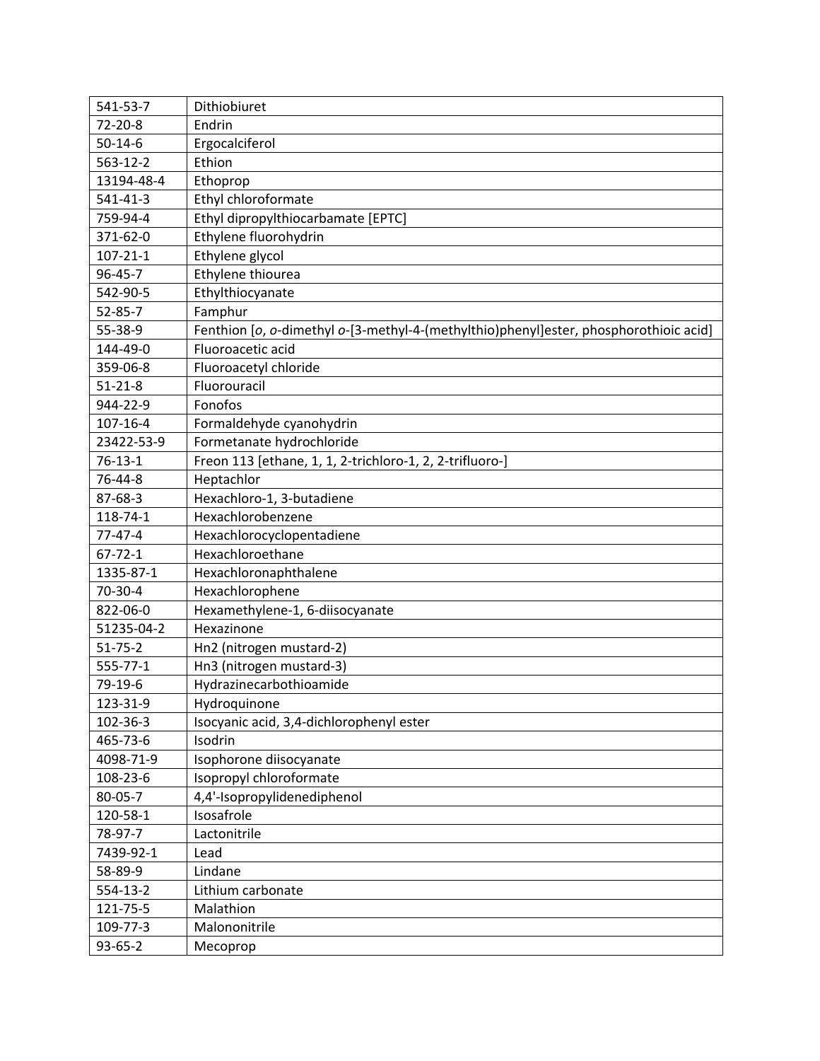| | |
|---|---|
| 541-53-7 | Dithiobiuret |
| 72-20-8 | Endrin |
| 50-14-6 | Ergocalciferol |
| 563-12-2 | Ethion |
| 13194-48-4 | Ethoprop |
| 541-41-3 | Ethyl chloroformate |
| 759-94-4 | Ethyl dipropylthiocarbamate [EPTC] |
| 371-62-0 | Ethylene fluorohydrin |
| 107-21-1 | Ethylene glycol |
| 96-45-7 | Ethylene thiourea |
| 542-90-5 | Ethylthiocyanate |
| 52-85-7 | Famphur |
| 55-38-9 | Fenthion [*o*, *o*-dimethyl *o*-[3-methyl-4-(methylthio)phenyl]ester, phosphorothioic acid] |
| 144-49-0 | Fluoroacetic acid |
| 359-06-8 | Fluoroacetyl chloride |
| 51-21-8 | Fluorouracil |
| 944-22-9 | Fonofos |
| 107-16-4 | Formaldehyde cyanohydrin |
| 23422-53-9 | Formetanate hydrochloride |
| 76-13-1 | Freon 113 [ethane, 1, 1, 2-trichloro-1, 2, 2-trifluoro-] |
| 76-44-8 | Heptachlor |
| 87-68-3 | Hexachloro-1, 3-butadiene |
| 118-74-1 | Hexachlorobenzene |
| 77-47-4 | Hexachlorocyclopentadiene |
| 67-72-1 | Hexachloroethane |
| 1335-87-1 | Hexachloronaphthalene |
| 70-30-4 | Hexachlorophene |
| 822-06-0 | Hexamethylene-1, 6-diisocyanate |
| 51235-04-2 | Hexazinone |
| 51-75-2 | Hn2 (nitrogen mustard-2) |
| 555-77-1 | Hn3 (nitrogen mustard-3) |
| 79-19-6 | Hydrazinecarbothioamide |
| 123-31-9 | Hydroquinone |
| 102-36-3 | Isocyanic acid, 3,4-dichlorophenyl ester |
| 465-73-6 | Isodrin |
| 4098-71-9 | Isophorone diisocyanate |
| 108-23-6 | Isopropyl chloroformate |
| 80-05-7 | 4,4'-Isopropylidenediphenol |
| 120-58-1 | Isosafrole |
| 78-97-7 | Lactonitrile |
| 7439-92-1 | Lead |
| 58-89-9 | Lindane |
| 554-13-2 | Lithium carbonate |
| 121-75-5 | Malathion |
| 109-77-3 | Malononitrile |
| 93-65-2 | Mecoprop |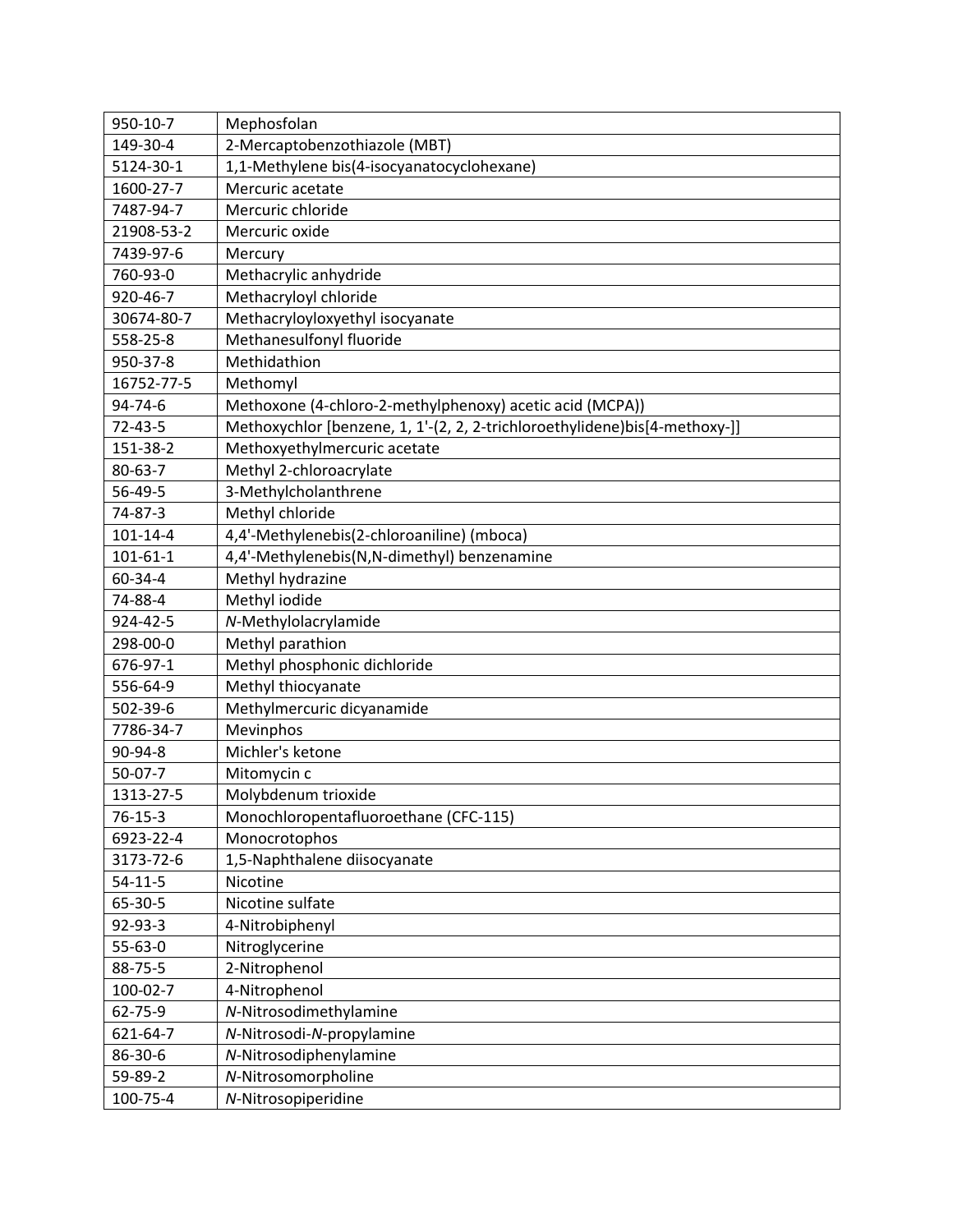| | |
|---|---|
| 950-10-7 | Mephosfolan |
| 149-30-4 | 2-Mercaptobenzothiazole (MBT) |
| 5124-30-1 | 1,1-Methylene bis(4-isocyanatocyclohexane) |
| 1600-27-7 | Mercuric acetate |
| 7487-94-7 | Mercuric chloride |
| 21908-53-2 | Mercuric oxide |
| 7439-97-6 | Mercury |
| 760-93-0 | Methacrylic anhydride |
| 920-46-7 | Methacryloyl chloride |
| 30674-80-7 | Methacryloyloxyethyl isocyanate |
| 558-25-8 | Methanesulfonyl fluoride |
| 950-37-8 | Methidathion |
| 16752-77-5 | Methomyl |
| 94-74-6 | Methoxone (4-chloro-2-methylphenoxy) acetic acid (MCPA)) |
| 72-43-5 | Methoxychlor [benzene, 1, 1'-(2, 2, 2-trichloroethylidene)bis[4-methoxy-]] |
| 151-38-2 | Methoxyethylmercuric acetate |
| 80-63-7 | Methyl 2-chloroacrylate |
| 56-49-5 | 3-Methylcholanthrene |
| 74-87-3 | Methyl chloride |
| 101-14-4 | 4,4'-Methylenebis(2-chloroaniline) (mboca) |
| 101-61-1 | 4,4'-Methylenebis(N,N-dimethyl) benzenamine |
| 60-34-4 | Methyl hydrazine |
| 74-88-4 | Methyl iodide |
| 924-42-5 | *N*-Methylolacrylamide |
| 298-00-0 | Methyl parathion |
| 676-97-1 | Methyl phosphonic dichloride |
| 556-64-9 | Methyl thiocyanate |
| 502-39-6 | Methylmercuric dicyanamide |
| 7786-34-7 | Mevinphos |
| 90-94-8 | Michler's ketone |
| 50-07-7 | Mitomycin c |
| 1313-27-5 | Molybdenum trioxide |
| 76-15-3 | Monochloropentafluoroethane (CFC-115) |
| 6923-22-4 | Monocrotophos |
| 3173-72-6 | 1,5-Naphthalene diisocyanate |
| 54-11-5 | Nicotine |
| 65-30-5 | Nicotine sulfate |
| 92-93-3 | 4-Nitrobiphenyl |
| 55-63-0 | Nitroglycerine |
| 88-75-5 | 2-Nitrophenol |
| 100-02-7 | 4-Nitrophenol |
| 62-75-9 | *N*-Nitrosodimethylamine |
| 621-64-7 | *N*-Nitrosodi-*N*-propylamine |
| 86-30-6 | *N*-Nitrosodiphenylamine |
| 59-89-2 | *N*-Nitrosomorpholine |
| 100-75-4 | *N*-Nitrosopiperidine |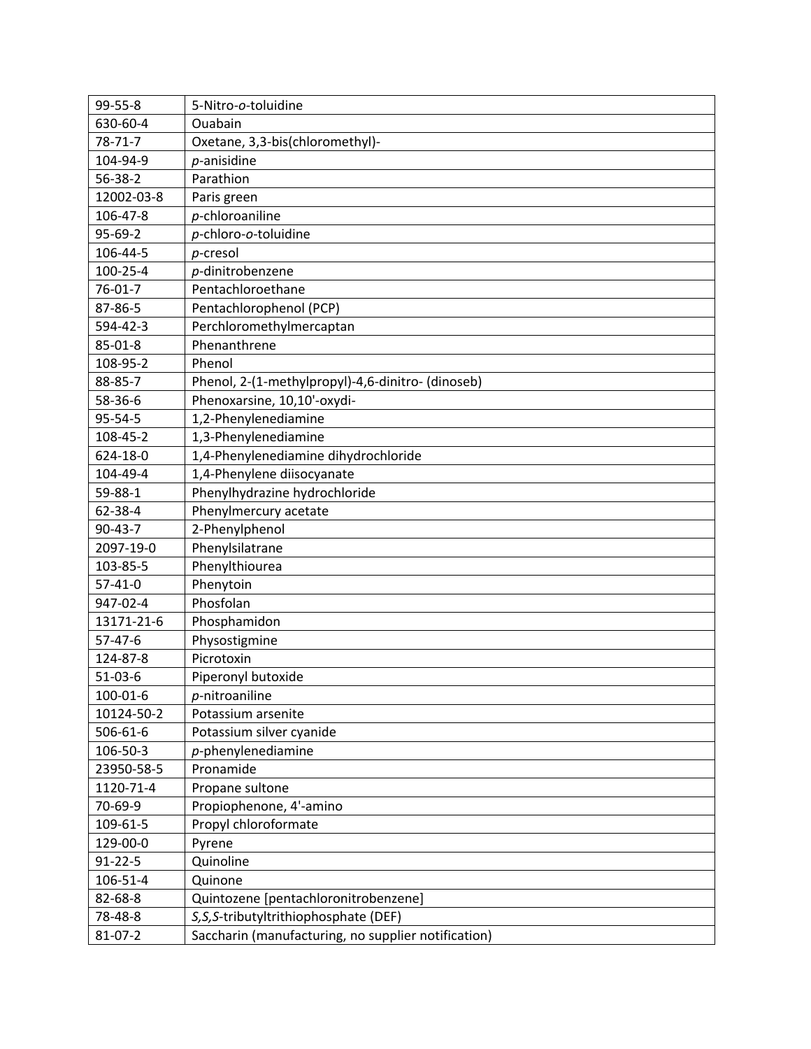| 99-55-8 | 5-Nitro-*o*-toluidine |
|---|---|
| 630-60-4 | Ouabain |
| 78-71-7 | Oxetane, 3,3-bis(chloromethyl)- |
| 104-94-9 | *p*-anisidine |
| 56-38-2 | Parathion |
| 12002-03-8 | Paris green |
| 106-47-8 | *p*-chloroaniline |
| 95-69-2 | *p*-chloro-*o*-toluidine |
| 106-44-5 | *p*-cresol |
| 100-25-4 | *p*-dinitrobenzene |
| 76-01-7 | Pentachloroethane |
| 87-86-5 | Pentachlorophenol (PCP) |
| 594-42-3 | Perchloromethylmercaptan |
| 85-01-8 | Phenanthrene |
| 108-95-2 | Phenol |
| 88-85-7 | Phenol, 2-(1-methylpropyl)-4,6-dinitro- (dinoseb) |
| 58-36-6 | Phenoxarsine, 10,10'-oxydi- |
| 95-54-5 | 1,2-Phenylenediamine |
| 108-45-2 | 1,3-Phenylenediamine |
| 624-18-0 | 1,4-Phenylenediamine dihydrochloride |
| 104-49-4 | 1,4-Phenylene diisocyanate |
| 59-88-1 | Phenylhydrazine hydrochloride |
| 62-38-4 | Phenylmercury acetate |
| 90-43-7 | 2-Phenylphenol |
| 2097-19-0 | Phenylsilatrane |
| 103-85-5 | Phenylthiourea |
| 57-41-0 | Phenytoin |
| 947-02-4 | Phosfolan |
| 13171-21-6 | Phosphamidon |
| 57-47-6 | Physostigmine |
| 124-87-8 | Picrotoxin |
| 51-03-6 | Piperonyl butoxide |
| 100-01-6 | *p*-nitroaniline |
| 10124-50-2 | Potassium arsenite |
| 506-61-6 | Potassium silver cyanide |
| 106-50-3 | *p*-phenylenediamine |
| 23950-58-5 | Pronamide |
| 1120-71-4 | Propane sultone |
| 70-69-9 | Propiophenone, 4'-amino |
| 109-61-5 | Propyl chloroformate |
| 129-00-0 | Pyrene |
| 91-22-5 | Quinoline |
| 106-51-4 | Quinone |
| 82-68-8 | Quintozene [pentachloronitrobenzene] |
| 78-48-8 | *S,S,S*-tributyltrithiophosphate (DEF) |
| 81-07-2 | Saccharin (manufacturing, no supplier notification) |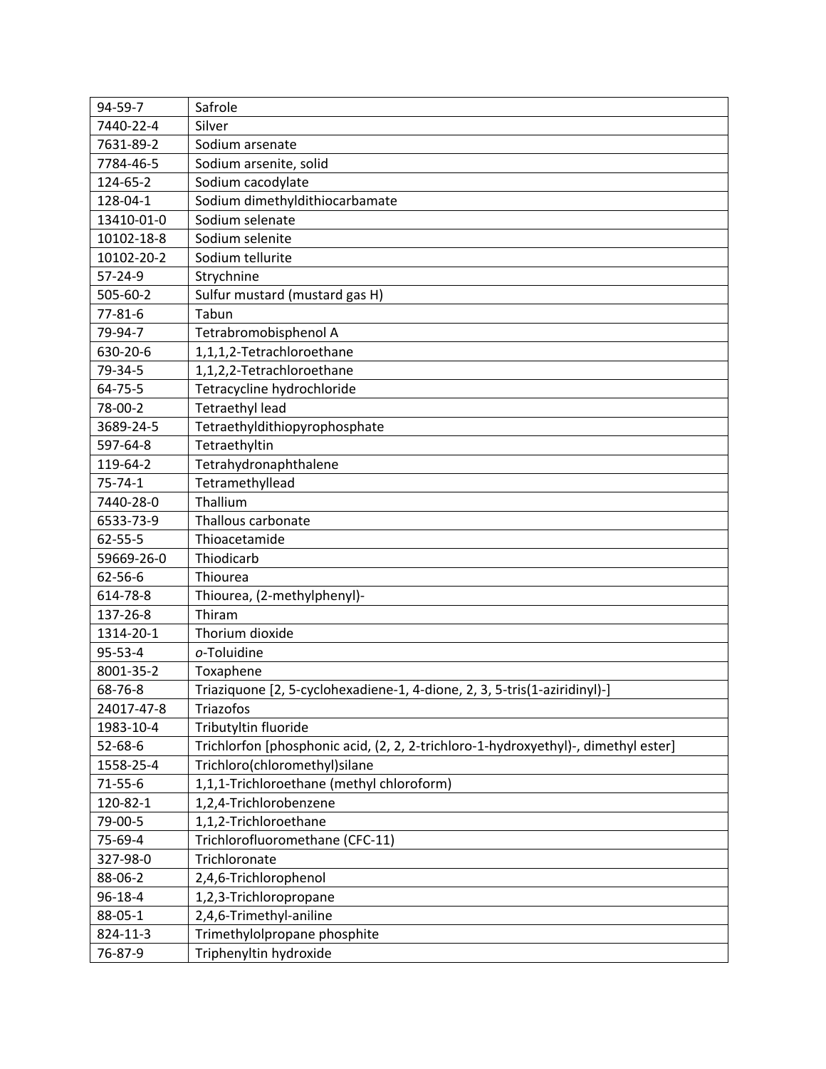| | |
|---|---|
| 94-59-7 | Safrole |
| 7440-22-4 | Silver |
| 7631-89-2 | Sodium arsenate |
| 7784-46-5 | Sodium arsenite, solid |
| 124-65-2 | Sodium cacodylate |
| 128-04-1 | Sodium dimethyldithiocarbamate |
| 13410-01-0 | Sodium selenate |
| 10102-18-8 | Sodium selenite |
| 10102-20-2 | Sodium tellurite |
| 57-24-9 | Strychnine |
| 505-60-2 | Sulfur mustard (mustard gas H) |
| 77-81-6 | Tabun |
| 79-94-7 | Tetrabromobisphenol A |
| 630-20-6 | 1,1,1,2-Tetrachloroethane |
| 79-34-5 | 1,1,2,2-Tetrachloroethane |
| 64-75-5 | Tetracycline hydrochloride |
| 78-00-2 | Tetraethyl lead |
| 3689-24-5 | Tetraethyldithiopyrophosphate |
| 597-64-8 | Tetraethyltin |
| 119-64-2 | Tetrahydronaphthalene |
| 75-74-1 | Tetramethyllead |
| 7440-28-0 | Thallium |
| 6533-73-9 | Thallous carbonate |
| 62-55-5 | Thioacetamide |
| 59669-26-0 | Thiodicarb |
| 62-56-6 | Thiourea |
| 614-78-8 | Thiourea, (2-methylphenyl)- |
| 137-26-8 | Thiram |
| 1314-20-1 | Thorium dioxide |
| 95-53-4 | *o*-Toluidine |
| 8001-35-2 | Toxaphene |
| 68-76-8 | Triaziquone [2, 5-cyclohexadiene-1, 4-dione, 2, 3, 5-tris(1-aziridinyl)-] |
| 24017-47-8 | Triazofos |
| 1983-10-4 | Tributyltin fluoride |
| 52-68-6 | Trichlorfon [phosphonic acid, (2, 2, 2-trichloro-1-hydroxyethyl)-, dimethyl ester] |
| 1558-25-4 | Trichloro(chloromethyl)silane |
| 71-55-6 | 1,1,1-Trichloroethane (methyl chloroform) |
| 120-82-1 | 1,2,4-Trichlorobenzene |
| 79-00-5 | 1,1,2-Trichloroethane |
| 75-69-4 | Trichlorofluoromethane (CFC-11) |
| 327-98-0 | Trichloronate |
| 88-06-2 | 2,4,6-Trichlorophenol |
| 96-18-4 | 1,2,3-Trichloropropane |
| 88-05-1 | 2,4,6-Trimethyl-aniline |
| 824-11-3 | Trimethylolpropane phosphite |
| 76-87-9 | Triphenyltin hydroxide |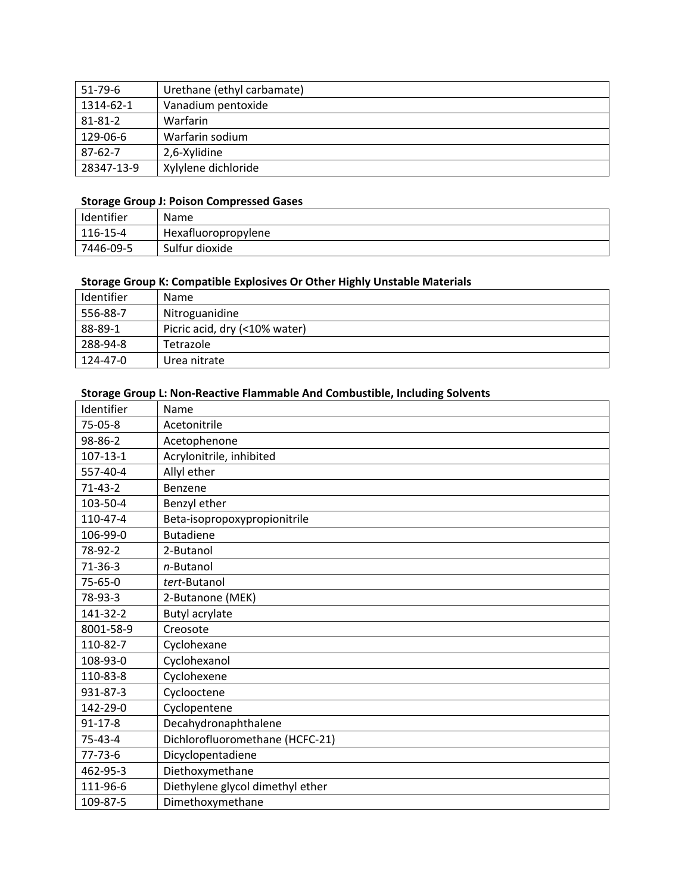| 51-79-6 | Urethane (ethyl carbamate) |
|---|---|
| 1314-62-1 | Vanadium pentoxide |
| 81-81-2 | Warfarin |
| 129-06-6 | Warfarin sodium |
| 87-62-7 | 2,6-Xylidine |
| 28347-13-9 | Xylylene dichloride |

**Storage Group J: Poison Compressed Gases**

| Identifier | Name |
|---|---|
| 116-15-4 | Hexafluoropropylene |
| 7446-09-5 | Sulfur dioxide |

**Storage Group K: Compatible Explosives Or Other Highly Unstable Materials**

| Identifier | Name |
|---|---|
| 556-88-7 | Nitroguanidine |
| 88-89-1 | Picric acid, dry (<10% water) |
| 288-94-8 | Tetrazole |
| 124-47-0 | Urea nitrate |

**Storage Group L: Non-Reactive Flammable And Combustible, Including Solvents**

| Identifier | Name |
|---|---|
| 75-05-8 | Acetonitrile |
| 98-86-2 | Acetophenone |
| 107-13-1 | Acrylonitrile, inhibited |
| 557-40-4 | Allyl ether |
| 71-43-2 | Benzene |
| 103-50-4 | Benzyl ether |
| 110-47-4 | Beta-isopropoxypropionitrile |
| 106-99-0 | Butadiene |
| 78-92-2 | 2-Butanol |
| 71-36-3 | *n*-Butanol |
| 75-65-0 | *tert*-Butanol |
| 78-93-3 | 2-Butanone (MEK) |
| 141-32-2 | Butyl acrylate |
| 8001-58-9 | Creosote |
| 110-82-7 | Cyclohexane |
| 108-93-0 | Cyclohexanol |
| 110-83-8 | Cyclohexene |
| 931-87-3 | Cyclooctene |
| 142-29-0 | Cyclopentene |
| 91-17-8 | Decahydronaphthalene |
| 75-43-4 | Dichlorofluoromethane (HCFC-21) |
| 77-73-6 | Dicyclopentadiene |
| 462-95-3 | Diethoxymethane |
| 111-96-6 | Diethylene glycol dimethyl ether |
| 109-87-5 | Dimethoxymethane |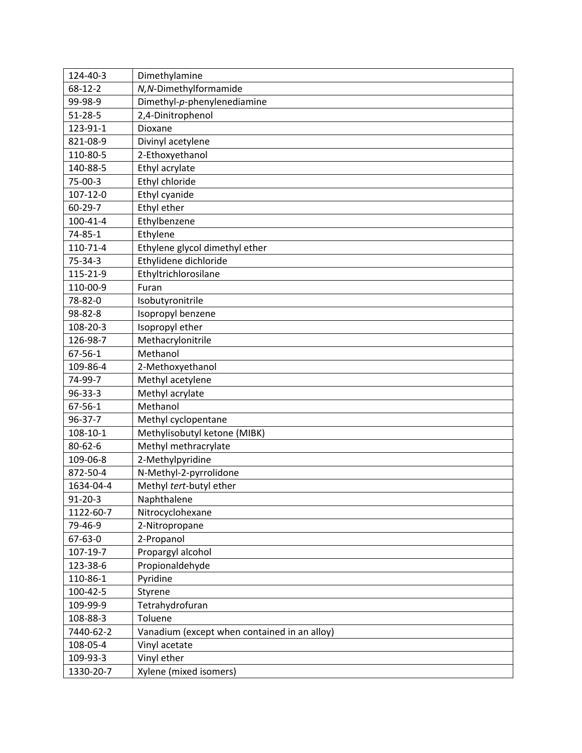| | |
|---|---|
| 124-40-3 | Dimethylamine |
| 68-12-2 | *N,N*-Dimethylformamide |
| 99-98-9 | Dimethyl-*p*-phenylenediamine |
| 51-28-5 | 2,4-Dinitrophenol |
| 123-91-1 | Dioxane |
| 821-08-9 | Divinyl acetylene |
| 110-80-5 | 2-Ethoxyethanol |
| 140-88-5 | Ethyl acrylate |
| 75-00-3 | Ethyl chloride |
| 107-12-0 | Ethyl cyanide |
| 60-29-7 | Ethyl ether |
| 100-41-4 | Ethylbenzene |
| 74-85-1 | Ethylene |
| 110-71-4 | Ethylene glycol dimethyl ether |
| 75-34-3 | Ethylidene dichloride |
| 115-21-9 | Ethyltrichlorosilane |
| 110-00-9 | Furan |
| 78-82-0 | Isobutyronitrile |
| 98-82-8 | Isopropyl benzene |
| 108-20-3 | Isopropyl ether |
| 126-98-7 | Methacrylonitrile |
| 67-56-1 | Methanol |
| 109-86-4 | 2-Methoxyethanol |
| 74-99-7 | Methyl acetylene |
| 96-33-3 | Methyl acrylate |
| 67-56-1 | Methanol |
| 96-37-7 | Methyl cyclopentane |
| 108-10-1 | Methylisobutyl ketone (MIBK) |
| 80-62-6 | Methyl methracrylate |
| 109-06-8 | 2-Methylpyridine |
| 872-50-4 | N-Methyl-2-pyrrolidone |
| 1634-04-4 | Methyl *tert*-butyl ether |
| 91-20-3 | Naphthalene |
| 1122-60-7 | Nitrocyclohexane |
| 79-46-9 | 2-Nitropropane |
| 67-63-0 | 2-Propanol |
| 107-19-7 | Propargyl alcohol |
| 123-38-6 | Propionaldehyde |
| 110-86-1 | Pyridine |
| 100-42-5 | Styrene |
| 109-99-9 | Tetrahydrofuran |
| 108-88-3 | Toluene |
| 7440-62-2 | Vanadium (except when contained in an alloy) |
| 108-05-4 | Vinyl acetate |
| 109-93-3 | Vinyl ether |
| 1330-20-7 | Xylene (mixed isomers) |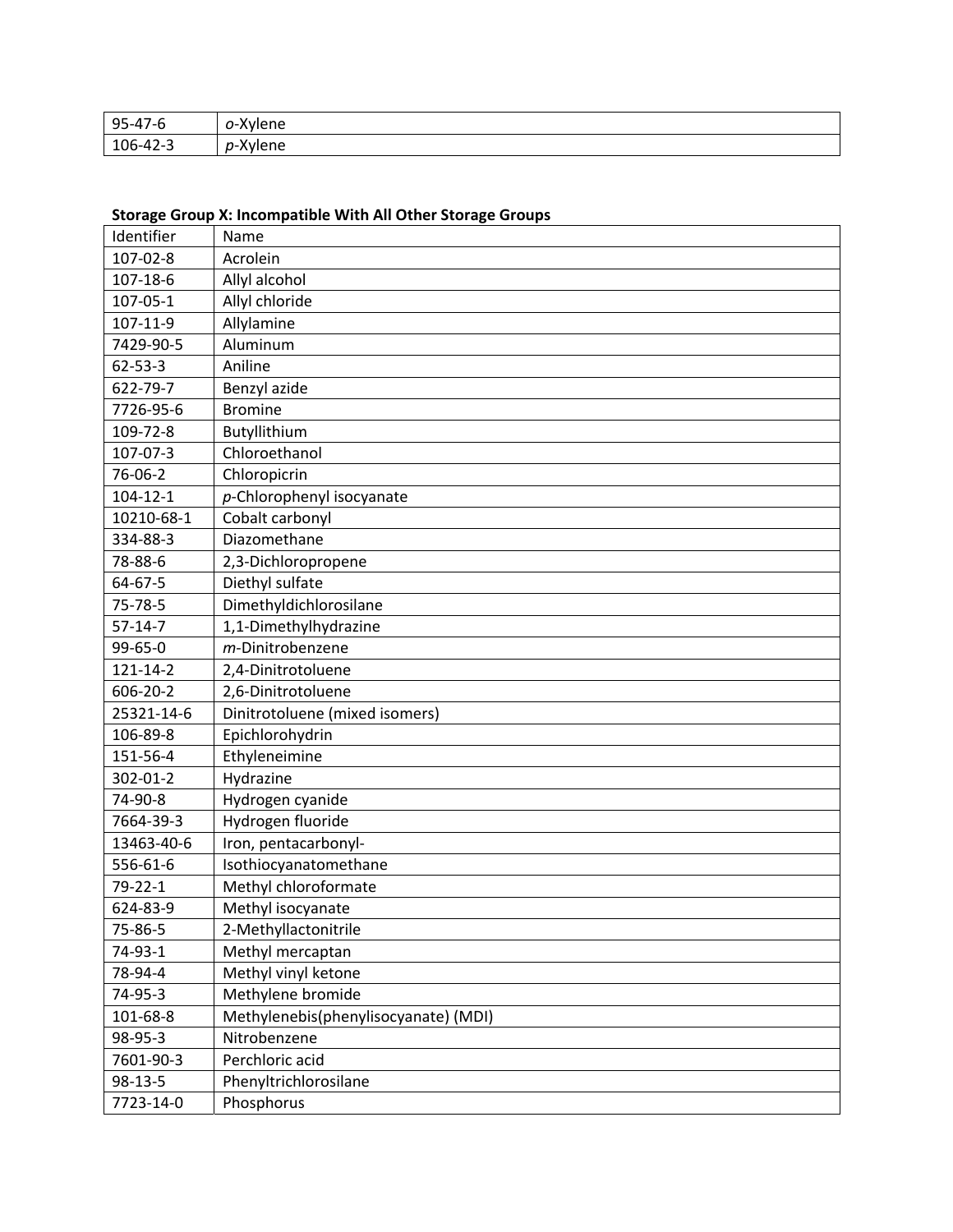| 95-47-6 | *o*-Xylene |
|---|---|
| 106-42-3 | *p*-Xylene |

**Storage Group X: Incompatible With All Other Storage Groups**

| Identifier | Name |
|---|---|
| 107-02-8 | Acrolein |
| 107-18-6 | Allyl alcohol |
| 107-05-1 | Allyl chloride |
| 107-11-9 | Allylamine |
| 7429-90-5 | Aluminum |
| 62-53-3 | Aniline |
| 622-79-7 | Benzyl azide |
| 7726-95-6 | Bromine |
| 109-72-8 | Butyllithium |
| 107-07-3 | Chloroethanol |
| 76-06-2 | Chloropicrin |
| 104-12-1 | *p*-Chlorophenyl isocyanate |
| 10210-68-1 | Cobalt carbonyl |
| 334-88-3 | Diazomethane |
| 78-88-6 | 2,3-Dichloropropene |
| 64-67-5 | Diethyl sulfate |
| 75-78-5 | Dimethyldichlorosilane |
| 57-14-7 | 1,1-Dimethylhydrazine |
| 99-65-0 | *m*-Dinitrobenzene |
| 121-14-2 | 2,4-Dinitrotoluene |
| 606-20-2 | 2,6-Dinitrotoluene |
| 25321-14-6 | Dinitrotoluene (mixed isomers) |
| 106-89-8 | Epichlorohydrin |
| 151-56-4 | Ethyleneimine |
| 302-01-2 | Hydrazine |
| 74-90-8 | Hydrogen cyanide |
| 7664-39-3 | Hydrogen fluoride |
| 13463-40-6 | Iron, pentacarbonyl- |
| 556-61-6 | Isothiocyanatomethane |
| 79-22-1 | Methyl chloroformate |
| 624-83-9 | Methyl isocyanate |
| 75-86-5 | 2-Methyllactonitrile |
| 74-93-1 | Methyl mercaptan |
| 78-94-4 | Methyl vinyl ketone |
| 74-95-3 | Methylene bromide |
| 101-68-8 | Methylenebis(phenylisocyanate) (MDI) |
| 98-95-3 | Nitrobenzene |
| 7601-90-3 | Perchloric acid |
| 98-13-5 | Phenyltrichlorosilane |
| 7723-14-0 | Phosphorus |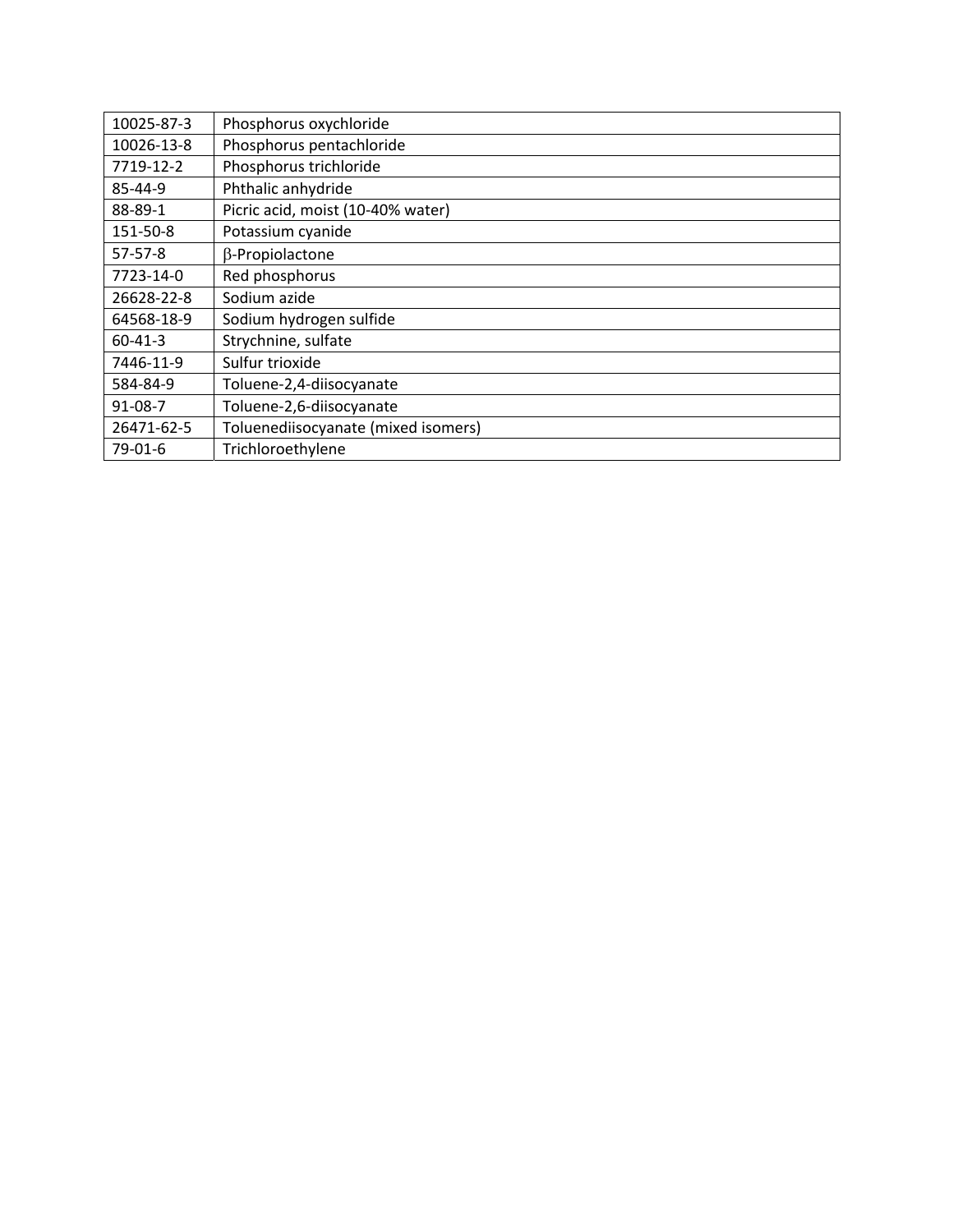| | |
|---|---|
| 10025-87-3 | Phosphorus oxychloride |
| 10026-13-8 | Phosphorus pentachloride |
| 7719-12-2 | Phosphorus trichloride |
| 85-44-9 | Phthalic anhydride |
| 88-89-1 | Picric acid, moist (10-40% water) |
| 151-50-8 | Potassium cyanide |
| 57-57-8 | $\beta$-Propiolactone |
| 7723-14-0 | Red phosphorus |
| 26628-22-8 | Sodium azide |
| 64568-18-9 | Sodium hydrogen sulfide |
| 60-41-3 | Strychnine, sulfate |
| 7446-11-9 | Sulfur trioxide |
| 584-84-9 | Toluene-2,4-diisocyanate |
| 91-08-7 | Toluene-2,6-diisocyanate |
| 26471-62-5 | Toluenediisocyanate (mixed isomers) |
| 79-01-6 | Trichloroethylene |